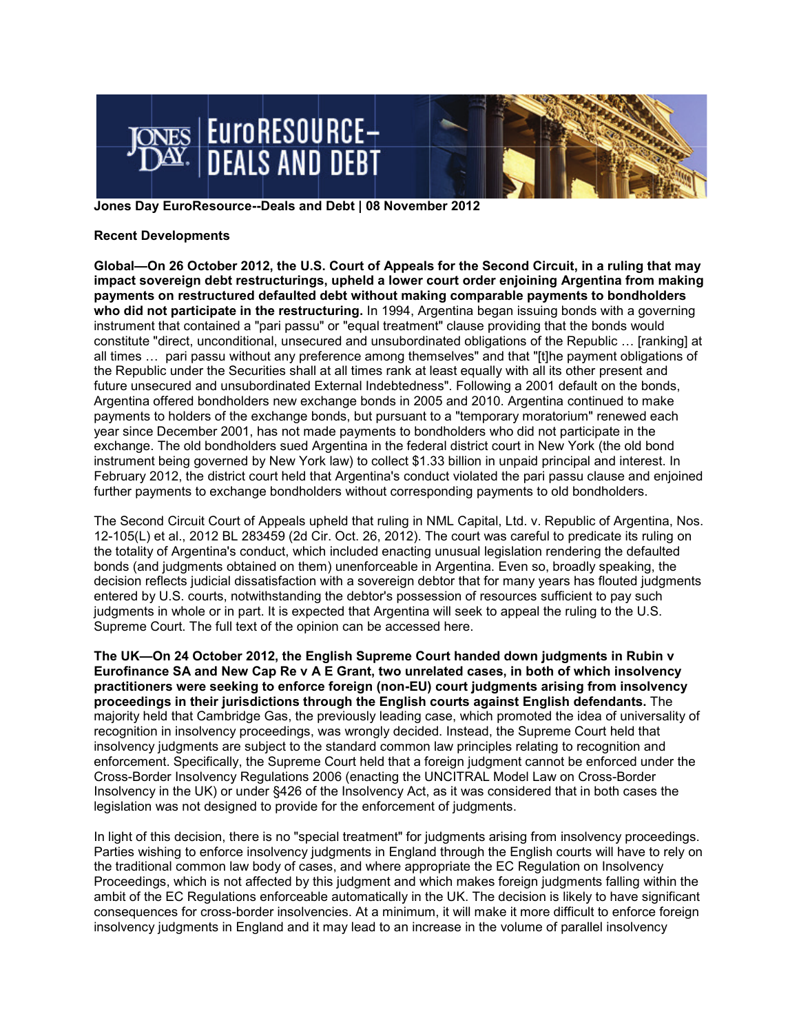**Jones Day EuroResource--Deals and Debt | 08 November 2012**

**Recent Developments**

**Global—On 26 October 2012, the U.S. Court of Appeals for the Second Circuit, in a ruling that may impact sovereign debt restructurings, upheld a lower court order enjoining Argentina from making payments on restructured defaulted debt without making comparable payments to bondholders who did not participate in the restructuring.** In 1994, Argentina began issuing bonds with a governing instrument that contained a "pari passu" or "equal treatment" clause providing that the bonds would constitute "direct, unconditional, unsecured and unsubordinated obligations of the Republic … [ranking] at all times … pari passu without any preference among themselves" and that "[t]he payment obligations of the Republic under the Securities shall at all times rank at least equally with all its other present and future unsecured and unsubordinated External Indebtedness". Following a 2001 default on the bonds, Argentina offered bondholders new exchange bonds in 2005 and 2010. Argentina continued to make payments to holders of the exchange bonds, but pursuant to a "temporary moratorium" renewed each year since December 2001, has not made payments to bondholders who did not participate in the exchange. The old bondholders sued Argentina in the federal district court in New York (the old bond instrument being governed by New York law) to collect $1.33 billion in unpaid principal and interest. In February 2012, the district court held that Argentina's conduct violated the pari passu clause and enjoined further payments to exchange bondholders without corresponding payments to old bondholders.

The Second Circuit Court of Appeals upheld that ruling in NML Capital, Ltd. v. Republic of Argentina, Nos. 12-105(L) et al., 2012 BL 283459 (2d Cir. Oct. 26, 2012). The court was careful to predicate its ruling on the totality of Argentina's conduct, which included enacting unusual legislation rendering the defaulted bonds (and judgments obtained on them) unenforceable in Argentina. Even so, broadly speaking, the decision reflects judicial dissatisfaction with a sovereign debtor that for many years has flouted judgments entered by U.S. courts, notwithstanding the debtor's possession of resources sufficient to pay such judgments in whole or in part. It is expected that Argentina will seek to appeal the ruling to the U.S. Supreme Court. The full text of the opinion can be accessed here.

**The UK—On 24 October 2012, the English Supreme Court handed down judgments in Rubin v Eurofinance SA and New Cap Re v A E Grant, two unrelated cases, in both of which insolvency practitioners were seeking to enforce foreign (non-EU) court judgments arising from insolvency proceedings in their jurisdictions through the English courts against English defendants.** The majority held that Cambridge Gas, the previously leading case, which promoted the idea of universality of recognition in insolvency proceedings, was wrongly decided. Instead, the Supreme Court held that insolvency judgments are subject to the standard common law principles relating to recognition and enforcement. Specifically, the Supreme Court held that a foreign judgment cannot be enforced under the Cross-Border Insolvency Regulations 2006 (enacting the UNCITRAL Model Law on Cross-Border Insolvency in the UK) or under §426 of the Insolvency Act, as it was considered that in both cases the legislation was not designed to provide for the enforcement of judgments.

In light of this decision, there is no "special treatment" for judgments arising from insolvency proceedings. Parties wishing to enforce insolvency judgments in England through the English courts will have to rely on the traditional common law body of cases, and where appropriate the EC Regulation on Insolvency Proceedings, which is not affected by this judgment and which makes foreign judgments falling within the ambit of the EC Regulations enforceable automatically in the UK. The decision is likely to have significant consequences for cross-border insolvencies. At a minimum, it will make it more difficult to enforce foreign insolvency judgments in England and it may lead to an increase in the volume of parallel insolvency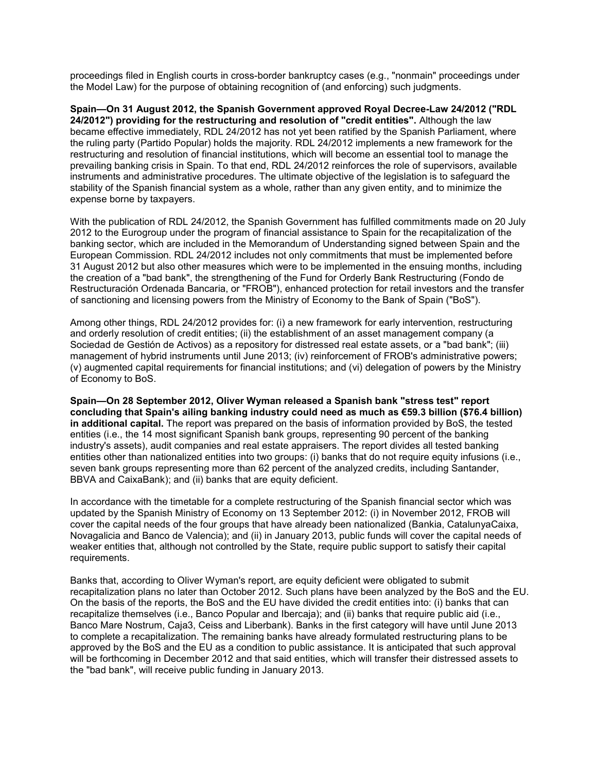proceedings filed in English courts in cross-border bankruptcy cases (e.g., "nonmain" proceedings under the Model Law) for the purpose of obtaining recognition of (and enforcing) such judgments.

**Spain—On 31 August 2012, the Spanish Government approved Royal Decree-Law 24/2012 ("RDL 24/2012") providing for the restructuring and resolution of "credit entities".** Although the law became effective immediately, RDL 24/2012 has not yet been ratified by the Spanish Parliament, where the ruling party (Partido Popular) holds the majority. RDL 24/2012 implements a new framework for the restructuring and resolution of financial institutions, which will become an essential tool to manage the prevailing banking crisis in Spain. To that end, RDL 24/2012 reinforces the role of supervisors, available instruments and administrative procedures. The ultimate objective of the legislation is to safeguard the stability of the Spanish financial system as a whole, rather than any given entity, and to minimize the expense borne by taxpayers.

With the publication of RDL 24/2012, the Spanish Government has fulfilled commitments made on 20 July 2012 to the Eurogroup under the program of financial assistance to Spain for the recapitalization of the banking sector, which are included in the Memorandum of Understanding signed between Spain and the European Commission. RDL 24/2012 includes not only commitments that must be implemented before 31 August 2012 but also other measures which were to be implemented in the ensuing months, including the creation of a "bad bank", the strengthening of the Fund for Orderly Bank Restructuring (Fondo de Restructuración Ordenada Bancaria, or "FROB"), enhanced protection for retail investors and the transfer of sanctioning and licensing powers from the Ministry of Economy to the Bank of Spain ("BoS").

Among other things, RDL 24/2012 provides for: (i) a new framework for early intervention, restructuring and orderly resolution of credit entities; (ii) the establishment of an asset management company (a Sociedad de Gestión de Activos) as a repository for distressed real estate assets, or a "bad bank"; (iii) management of hybrid instruments until June 2013; (iv) reinforcement of FROB's administrative powers; (v) augmented capital requirements for financial institutions; and (vi) delegation of powers by the Ministry of Economy to BoS.

**Spain—On 28 September 2012, Oliver Wyman released a Spanish bank "stress test" report concluding that Spain's ailing banking industry could need as much as €59.3 billion ($76.4 billion) in additional capital.** The report was prepared on the basis of information provided by BoS, the tested entities (i.e., the 14 most significant Spanish bank groups, representing 90 percent of the banking industry's assets), audit companies and real estate appraisers. The report divides all tested banking entities other than nationalized entities into two groups: (i) banks that do not require equity infusions (i.e., seven bank groups representing more than 62 percent of the analyzed credits, including Santander, BBVA and CaixaBank); and (ii) banks that are equity deficient.

In accordance with the timetable for a complete restructuring of the Spanish financial sector which was updated by the Spanish Ministry of Economy on 13 September 2012: (i) in November 2012, FROB will cover the capital needs of the four groups that have already been nationalized (Bankia, CatalunyaCaixa, Novagalicia and Banco de Valencia); and (ii) in January 2013, public funds will cover the capital needs of weaker entities that, although not controlled by the State, require public support to satisfy their capital requirements.

Banks that, according to Oliver Wyman's report, are equity deficient were obligated to submit recapitalization plans no later than October 2012. Such plans have been analyzed by the BoS and the EU. On the basis of the reports, the BoS and the EU have divided the credit entities into: (i) banks that can recapitalize themselves (i.e., Banco Popular and Ibercaja); and (ii) banks that require public aid (i.e., Banco Mare Nostrum, Caja3, Ceiss and Liberbank). Banks in the first category will have until June 2013 to complete a recapitalization. The remaining banks have already formulated restructuring plans to be approved by the BoS and the EU as a condition to public assistance. It is anticipated that such approval will be forthcoming in December 2012 and that said entities, which will transfer their distressed assets to the "bad bank", will receive public funding in January 2013.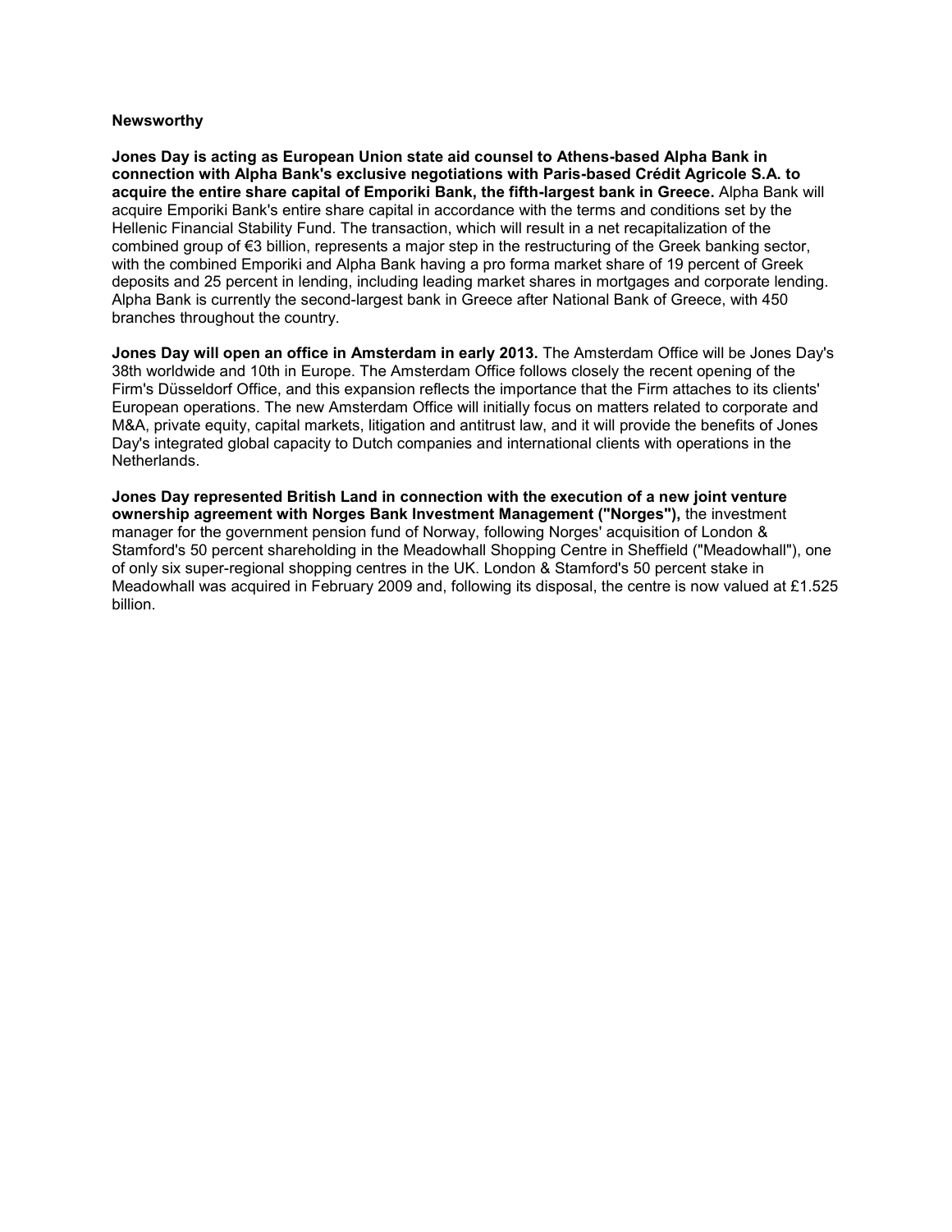**Newsworthy**

**Jones Day is acting as European Union state aid counsel to Athens-based Alpha Bank in connection with Alpha Bank's exclusive negotiations with Paris-based Crédit Agricole S.A. to acquire the entire share capital of Emporiki Bank, the fifth-largest bank in Greece.** Alpha Bank will acquire Emporiki Bank's entire share capital in accordance with the terms and conditions set by the Hellenic Financial Stability Fund. The transaction, which will result in a net recapitalization of the combined group of €3 billion, represents a major step in the restructuring of the Greek banking sector, with the combined Emporiki and Alpha Bank having a pro forma market share of 19 percent of Greek deposits and 25 percent in lending, including leading market shares in mortgages and corporate lending. Alpha Bank is currently the second-largest bank in Greece after National Bank of Greece, with 450 branches throughout the country.

**Jones Day will open an office in Amsterdam in early 2013.** The Amsterdam Office will be Jones Day's 38th worldwide and 10th in Europe. The Amsterdam Office follows closely the recent opening of the Firm's Düsseldorf Office, and this expansion reflects the importance that the Firm attaches to its clients' European operations. The new Amsterdam Office will initially focus on matters related to corporate and M&A, private equity, capital markets, litigation and antitrust law, and it will provide the benefits of Jones Day's integrated global capacity to Dutch companies and international clients with operations in the Netherlands.

**Jones Day represented British Land in connection with the execution of a new joint venture ownership agreement with Norges Bank Investment Management ("Norges"),** the investment manager for the government pension fund of Norway, following Norges' acquisition of London & Stamford's 50 percent shareholding in the Meadowhall Shopping Centre in Sheffield ("Meadowhall"), one of only six super-regional shopping centres in the UK. London & Stamford's 50 percent stake in Meadowhall was acquired in February 2009 and, following its disposal, the centre is now valued at £1.525 billion.